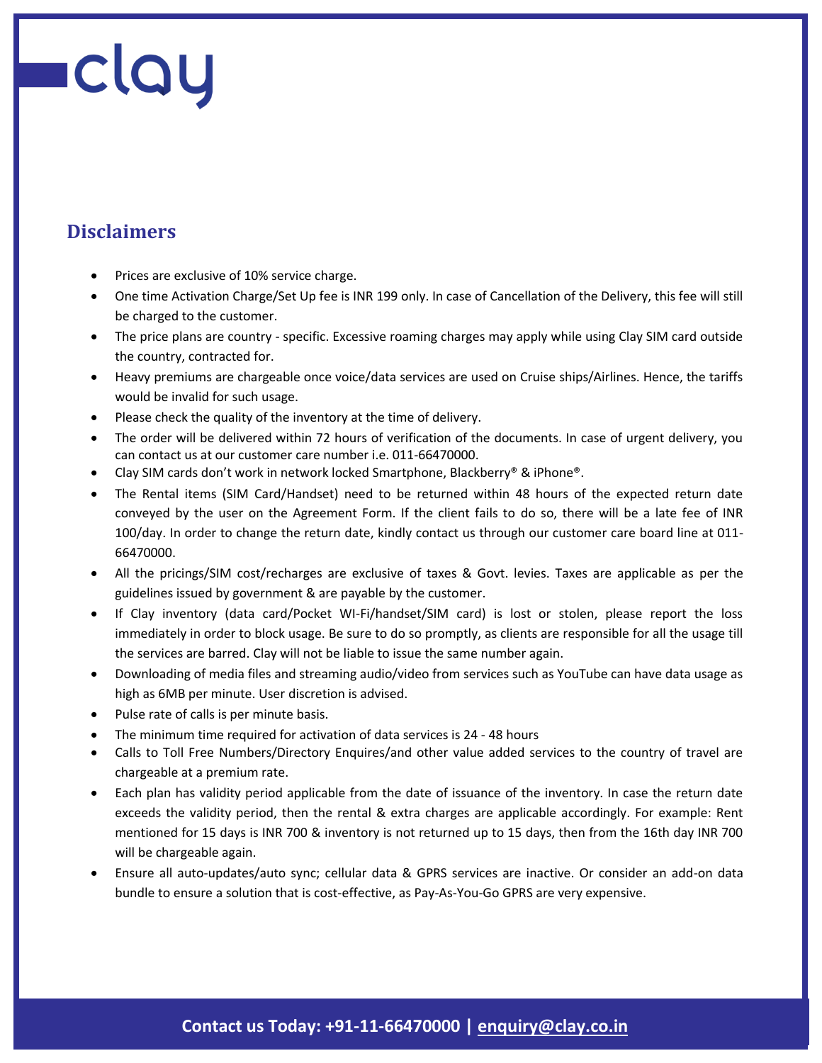# clay

## Disclaimers

- Prices are exclusive of 10% service charge.
- One time Activation Charge/Set Up fee is INR 199 only. In case of Cancellation of the Delivery, this fee will still be charged to the customer.
- The price plans are country - specific. Excessive roaming charges may apply while using Clay SIM card outside the country, contracted for.
- Heavy premiums are chargeable once voice/data services are used on Cruise ships/Airlines. Hence, the tariffs would be invalid for such usage.
- Please check the quality of the inventory at the time of delivery.
- The order will be delivered within 72 hours of verification of the documents. In case of urgent delivery, you can contact us at our customer care number i.e. 011-66470000.
- Clay SIM cards don't work in network locked Smartphone, Blackberry® & iPhone®.
- The Rental items (SIM Card/Handset) need to be returned within 48 hours of the expected return date conveyed by the user on the Agreement Form. If the client fails to do so, there will be a late fee of INR 100/day. In order to change the return date, kindly contact us through our customer care board line at 011-66470000.
- All the pricings/SIM cost/recharges are exclusive of taxes & Govt. levies. Taxes are applicable as per the guidelines issued by government & are payable by the customer.
- If Clay inventory (data card/Pocket WI-Fi/handset/SIM card) is lost or stolen, please report the loss immediately in order to block usage. Be sure to do so promptly, as clients are responsible for all the usage till the services are barred. Clay will not be liable to issue the same number again.
- Downloading of media files and streaming audio/video from services such as YouTube can have data usage as high as 6MB per minute. User discretion is advised.
- Pulse rate of calls is per minute basis.
- The minimum time required for activation of data services is 24 - 48 hours
- Calls to Toll Free Numbers/Directory Enquires/and other value added services to the country of travel are chargeable at a premium rate.
- Each plan has validity period applicable from the date of issuance of the inventory. In case the return date exceeds the validity period, then the rental & extra charges are applicable accordingly. For example: Rent mentioned for 15 days is INR 700 & inventory is not returned up to 15 days, then from the 16th day INR 700 will be chargeable again.
- Ensure all auto-updates/auto sync; cellular data & GPRS services are inactive. Or consider an add-on data bundle to ensure a solution that is cost-effective, as Pay-As-You-Go GPRS are very expensive.

**Contact us Today: +91-11-66470000 | enquiry@clay.co.in**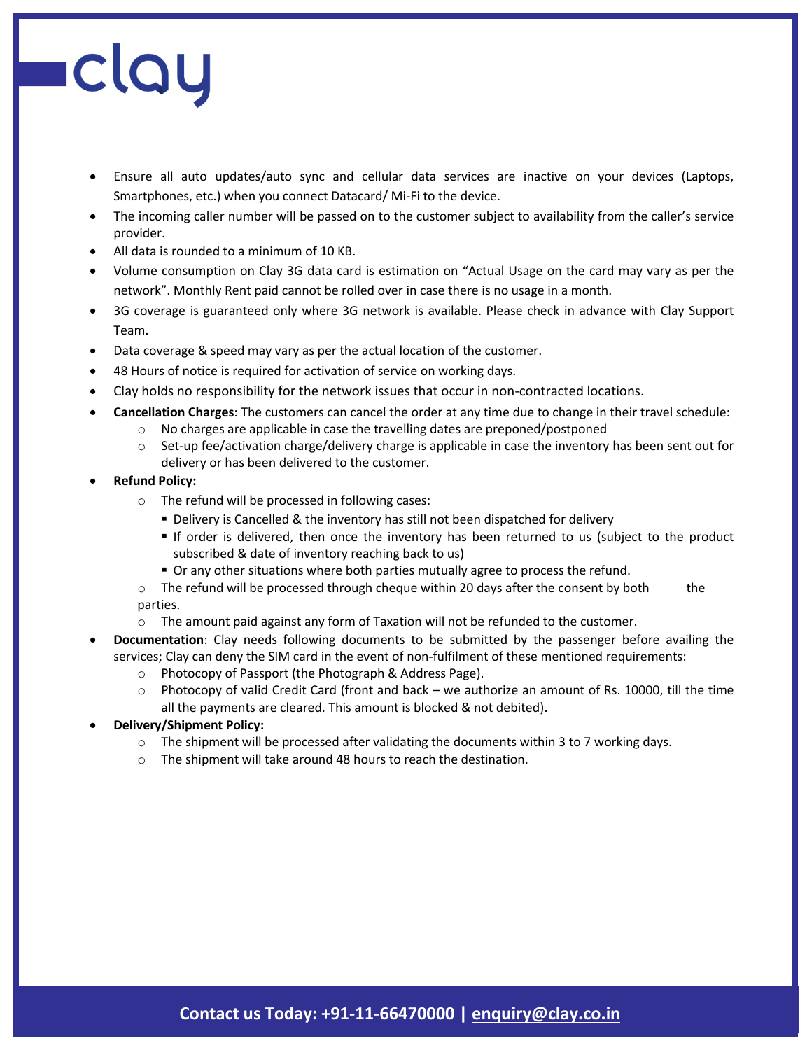- Ensure all auto updates/auto sync and cellular data services are inactive on your devices (Laptops, Smartphones, etc.) when you connect Datacard/ Mi-Fi to the device.
- The incoming caller number will be passed on to the customer subject to availability from the caller's service provider.
- All data is rounded to a minimum of 10 KB.
- Volume consumption on Clay 3G data card is estimation on "Actual Usage on the card may vary as per the network". Monthly Rent paid cannot be rolled over in case there is no usage in a month.
- 3G coverage is guaranteed only where 3G network is available. Please check in advance with Clay Support Team.
- Data coverage & speed may vary as per the actual location of the customer.
- 48 Hours of notice is required for activation of service on working days.
- Clay holds no responsibility for the network issues that occur in non-contracted locations.
- **Cancellation Charges**: The customers can cancel the order at any time due to change in their travel schedule:
  - No charges are applicable in case the travelling dates are preponed/postponed
  - Set-up fee/activation charge/delivery charge is applicable in case the inventory has been sent out for delivery or has been delivered to the customer.
- **Refund Policy:**
  - The refund will be processed in following cases:
    - Delivery is Cancelled & the inventory has still not been dispatched for delivery
    - If order is delivered, then once the inventory has been returned to us (subject to the product subscribed & date of inventory reaching back to us)
    - Or any other situations where both parties mutually agree to process the refund.
  - The refund will be processed through cheque within 20 days after the consent by both the parties.
  - The amount paid against any form of Taxation will not be refunded to the customer.
- **Documentation**: Clay needs following documents to be submitted by the passenger before availing the services; Clay can deny the SIM card in the event of non-fulfilment of these mentioned requirements:
  - Photocopy of Passport (the Photograph & Address Page).
  - Photocopy of valid Credit Card (front and back – we authorize an amount of Rs. 10000, till the time all the payments are cleared. This amount is blocked & not debited).
- **Delivery/Shipment Policy:**
  - The shipment will be processed after validating the documents within 3 to 7 working days.
  - The shipment will take around 48 hours to reach the destination.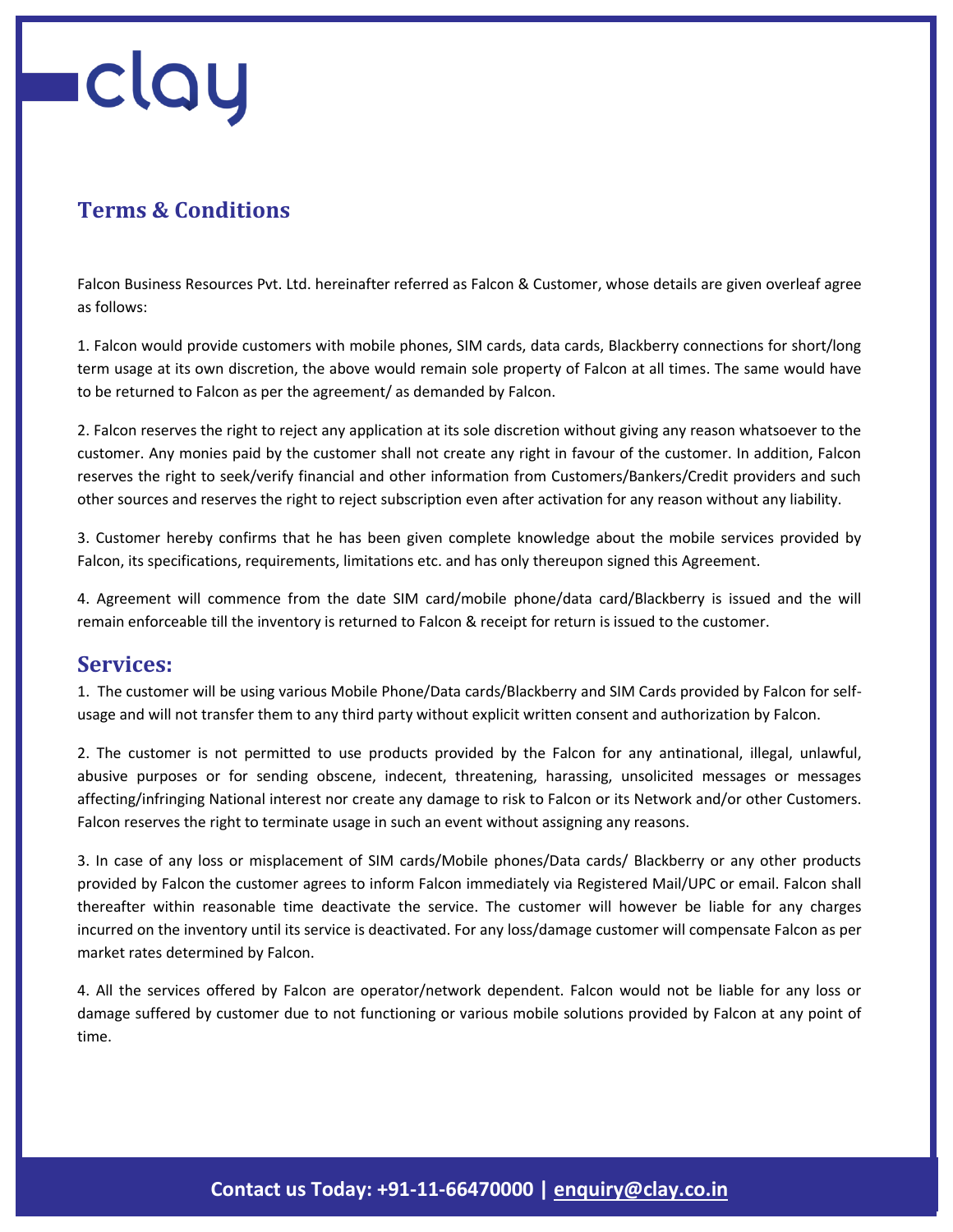# Terms & Conditions

Falcon Business Resources Pvt. Ltd. hereinafter referred as Falcon & Customer, whose details are given overleaf agree as follows:

1. Falcon would provide customers with mobile phones, SIM cards, data cards, Blackberry connections for short/long term usage at its own discretion, the above would remain sole property of Falcon at all times. The same would have to be returned to Falcon as per the agreement/ as demanded by Falcon.

2. Falcon reserves the right to reject any application at its sole discretion without giving any reason whatsoever to the customer. Any monies paid by the customer shall not create any right in favour of the customer. In addition, Falcon reserves the right to seek/verify financial and other information from Customers/Bankers/Credit providers and such other sources and reserves the right to reject subscription even after activation for any reason without any liability.

3. Customer hereby confirms that he has been given complete knowledge about the mobile services provided by Falcon, its specifications, requirements, limitations etc. and has only thereupon signed this Agreement.

4. Agreement will commence from the date SIM card/mobile phone/data card/Blackberry is issued and the will remain enforceable till the inventory is returned to Falcon & receipt for return is issued to the customer.

## Services:

1. The customer will be using various Mobile Phone/Data cards/Blackberry and SIM Cards provided by Falcon for self-usage and will not transfer them to any third party without explicit written consent and authorization by Falcon.

2. The customer is not permitted to use products provided by the Falcon for any antinational, illegal, unlawful, abusive purposes or for sending obscene, indecent, threatening, harassing, unsolicited messages or messages affecting/infringing National interest nor create any damage to risk to Falcon or its Network and/or other Customers. Falcon reserves the right to terminate usage in such an event without assigning any reasons.

3. In case of any loss or misplacement of SIM cards/Mobile phones/Data cards/ Blackberry or any other products provided by Falcon the customer agrees to inform Falcon immediately via Registered Mail/UPC or email. Falcon shall thereafter within reasonable time deactivate the service. The customer will however be liable for any charges incurred on the inventory until its service is deactivated. For any loss/damage customer will compensate Falcon as per market rates determined by Falcon.

4. All the services offered by Falcon are operator/network dependent. Falcon would not be liable for any loss or damage suffered by customer due to not functioning or various mobile solutions provided by Falcon at any point of time.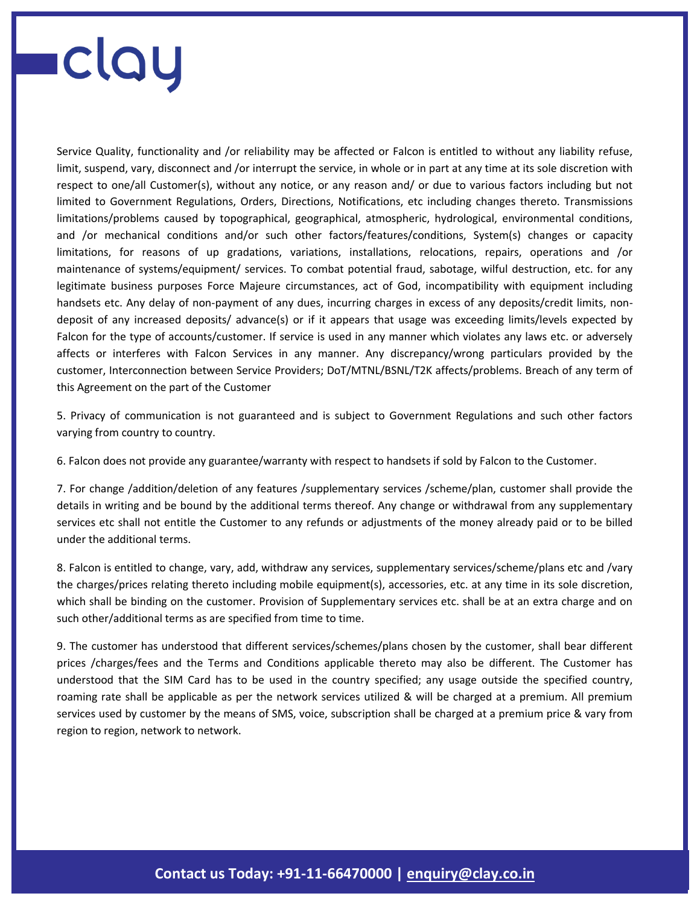Service Quality, functionality and /or reliability may be affected or Falcon is entitled to without any liability refuse, limit, suspend, vary, disconnect and /or interrupt the service, in whole or in part at any time at its sole discretion with respect to one/all Customer(s), without any notice, or any reason and/ or due to various factors including but not limited to Government Regulations, Orders, Directions, Notifications, etc including changes thereto. Transmissions limitations/problems caused by topographical, geographical, atmospheric, hydrological, environmental conditions, and /or mechanical conditions and/or such other factors/features/conditions, System(s) changes or capacity limitations, for reasons of up gradations, variations, installations, relocations, repairs, operations and /or maintenance of systems/equipment/ services. To combat potential fraud, sabotage, wilful destruction, etc. for any legitimate business purposes Force Majeure circumstances, act of God, incompatibility with equipment including handsets etc. Any delay of non-payment of any dues, incurring charges in excess of any deposits/credit limits, non-deposit of any increased deposits/ advance(s) or if it appears that usage was exceeding limits/levels expected by Falcon for the type of accounts/customer. If service is used in any manner which violates any laws etc. or adversely affects or interferes with Falcon Services in any manner. Any discrepancy/wrong particulars provided by the customer, Interconnection between Service Providers; DoT/MTNL/BSNL/T2K affects/problems. Breach of any term of this Agreement on the part of the Customer

5. Privacy of communication is not guaranteed and is subject to Government Regulations and such other factors varying from country to country.

6. Falcon does not provide any guarantee/warranty with respect to handsets if sold by Falcon to the Customer.

7. For change /addition/deletion of any features /supplementary services /scheme/plan, customer shall provide the details in writing and be bound by the additional terms thereof. Any change or withdrawal from any supplementary services etc shall not entitle the Customer to any refunds or adjustments of the money already paid or to be billed under the additional terms.

8. Falcon is entitled to change, vary, add, withdraw any services, supplementary services/scheme/plans etc and /vary the charges/prices relating thereto including mobile equipment(s), accessories, etc. at any time in its sole discretion, which shall be binding on the customer. Provision of Supplementary services etc. shall be at an extra charge and on such other/additional terms as are specified from time to time.

9. The customer has understood that different services/schemes/plans chosen by the customer, shall bear different prices /charges/fees and the Terms and Conditions applicable thereto may also be different. The Customer has understood that the SIM Card has to be used in the country specified; any usage outside the specified country, roaming rate shall be applicable as per the network services utilized & will be charged at a premium. All premium services used by customer by the means of SMS, voice, subscription shall be charged at a premium price & vary from region to region, network to network.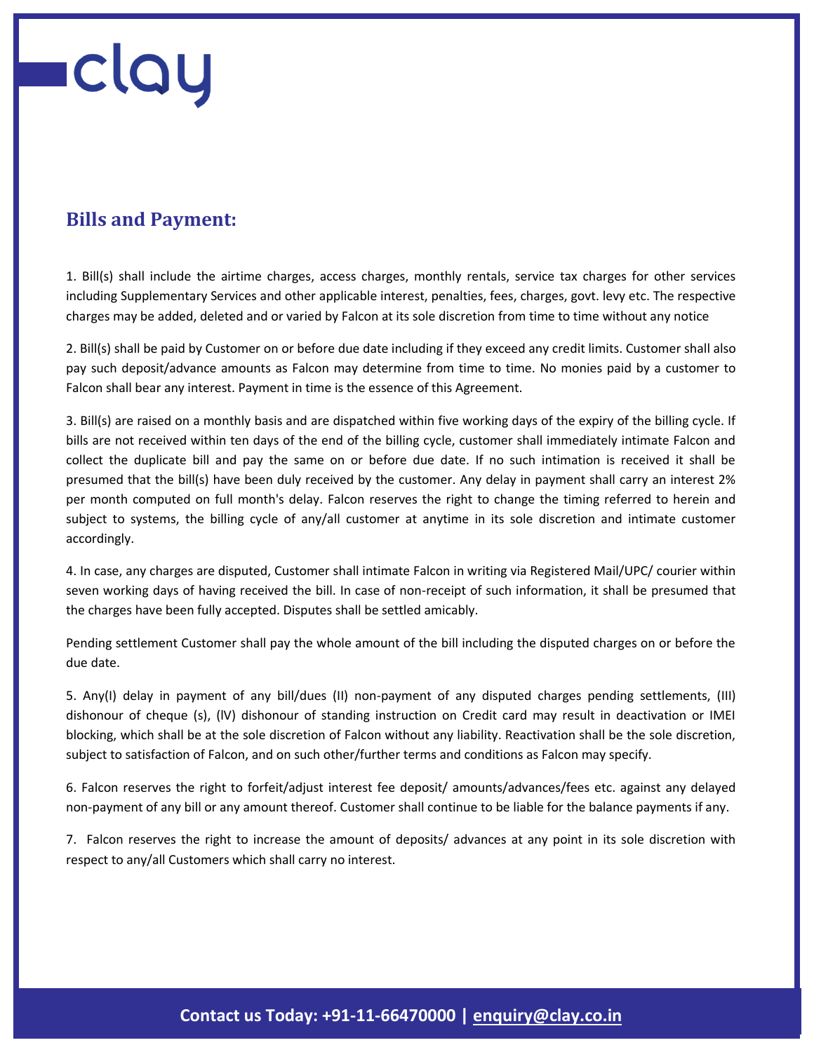## Bills and Payment:

1. Bill(s) shall include the airtime charges, access charges, monthly rentals, service tax charges for other services including Supplementary Services and other applicable interest, penalties, fees, charges, govt. levy etc. The respective charges may be added, deleted and or varied by Falcon at its sole discretion from time to time without any notice

2. Bill(s) shall be paid by Customer on or before due date including if they exceed any credit limits. Customer shall also pay such deposit/advance amounts as Falcon may determine from time to time. No monies paid by a customer to Falcon shall bear any interest. Payment in time is the essence of this Agreement.

3. Bill(s) are raised on a monthly basis and are dispatched within five working days of the expiry of the billing cycle. If bills are not received within ten days of the end of the billing cycle, customer shall immediately intimate Falcon and collect the duplicate bill and pay the same on or before due date. If no such intimation is received it shall be presumed that the bill(s) have been duly received by the customer. Any delay in payment shall carry an interest 2% per month computed on full month's delay. Falcon reserves the right to change the timing referred to herein and subject to systems, the billing cycle of any/all customer at anytime in its sole discretion and intimate customer accordingly.

4. In case, any charges are disputed, Customer shall intimate Falcon in writing via Registered Mail/UPC/ courier within seven working days of having received the bill. In case of non-receipt of such information, it shall be presumed that the charges have been fully accepted. Disputes shall be settled amicably.

Pending settlement Customer shall pay the whole amount of the bill including the disputed charges on or before the due date.

5. Any(I) delay in payment of any bill/dues (II) non-payment of any disputed charges pending settlements, (III) dishonour of cheque (s), (lV) dishonour of standing instruction on Credit card may result in deactivation or IMEI blocking, which shall be at the sole discretion of Falcon without any liability. Reactivation shall be the sole discretion, subject to satisfaction of Falcon, and on such other/further terms and conditions as Falcon may specify.

6. Falcon reserves the right to forfeit/adjust interest fee deposit/ amounts/advances/fees etc. against any delayed non-payment of any bill or any amount thereof. Customer shall continue to be liable for the balance payments if any.

7. Falcon reserves the right to increase the amount of deposits/ advances at any point in its sole discretion with respect to any/all Customers which shall carry no interest.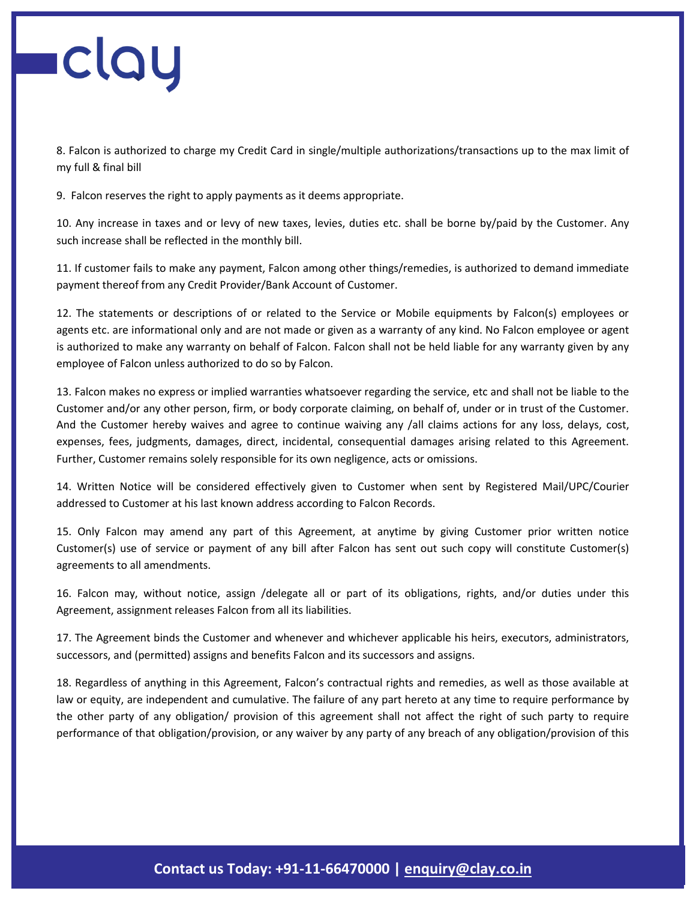8. Falcon is authorized to charge my Credit Card in single/multiple authorizations/transactions up to the max limit of my full & final bill

9. Falcon reserves the right to apply payments as it deems appropriate.

10. Any increase in taxes and or levy of new taxes, levies, duties etc. shall be borne by/paid by the Customer. Any such increase shall be reflected in the monthly bill.

11. If customer fails to make any payment, Falcon among other things/remedies, is authorized to demand immediate payment thereof from any Credit Provider/Bank Account of Customer.

12. The statements or descriptions of or related to the Service or Mobile equipments by Falcon(s) employees or agents etc. are informational only and are not made or given as a warranty of any kind. No Falcon employee or agent is authorized to make any warranty on behalf of Falcon. Falcon shall not be held liable for any warranty given by any employee of Falcon unless authorized to do so by Falcon.

13. Falcon makes no express or implied warranties whatsoever regarding the service, etc and shall not be liable to the Customer and/or any other person, firm, or body corporate claiming, on behalf of, under or in trust of the Customer. And the Customer hereby waives and agree to continue waiving any /all claims actions for any loss, delays, cost, expenses, fees, judgments, damages, direct, incidental, consequential damages arising related to this Agreement. Further, Customer remains solely responsible for its own negligence, acts or omissions.

14. Written Notice will be considered effectively given to Customer when sent by Registered Mail/UPC/Courier addressed to Customer at his last known address according to Falcon Records.

15. Only Falcon may amend any part of this Agreement, at anytime by giving Customer prior written notice Customer(s) use of service or payment of any bill after Falcon has sent out such copy will constitute Customer(s) agreements to all amendments.

16. Falcon may, without notice, assign /delegate all or part of its obligations, rights, and/or duties under this Agreement, assignment releases Falcon from all its liabilities.

17. The Agreement binds the Customer and whenever and whichever applicable his heirs, executors, administrators, successors, and (permitted) assigns and benefits Falcon and its successors and assigns.

18. Regardless of anything in this Agreement, Falcon's contractual rights and remedies, as well as those available at law or equity, are independent and cumulative. The failure of any part hereto at any time to require performance by the other party of any obligation/ provision of this agreement shall not affect the right of such party to require performance of that obligation/provision, or any waiver by any party of any breach of any obligation/provision of this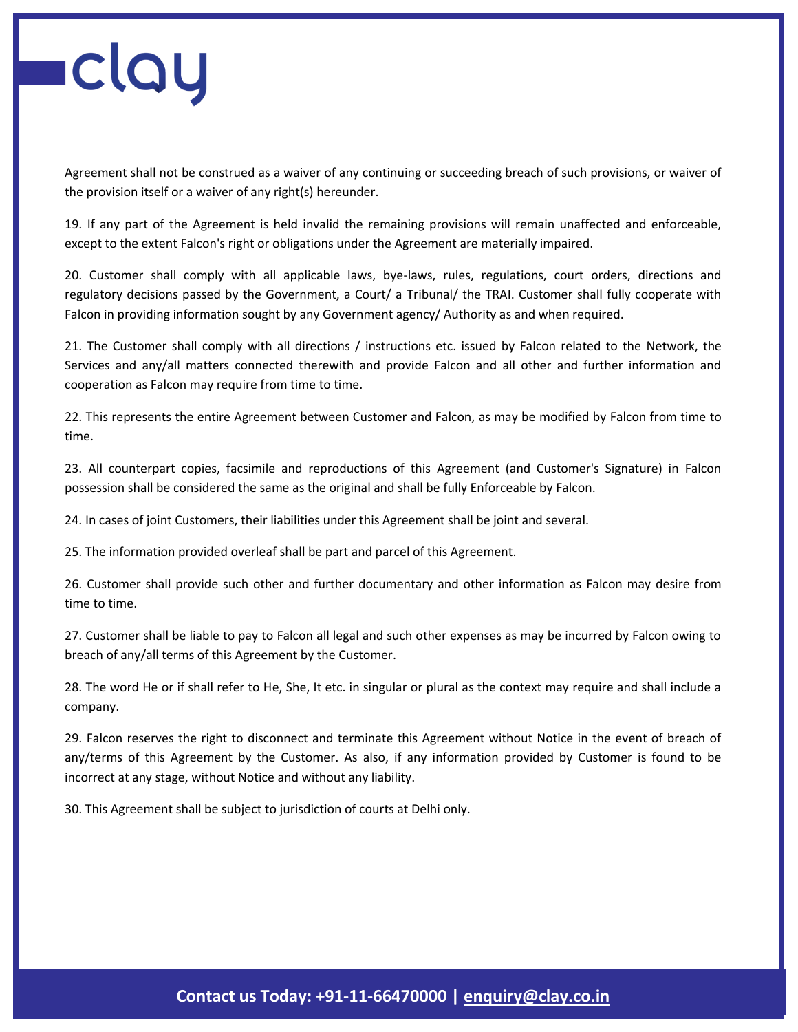Agreement shall not be construed as a waiver of any continuing or succeeding breach of such provisions, or waiver of the provision itself or a waiver of any right(s) hereunder.

19. If any part of the Agreement is held invalid the remaining provisions will remain unaffected and enforceable, except to the extent Falcon's right or obligations under the Agreement are materially impaired.

20. Customer shall comply with all applicable laws, bye-laws, rules, regulations, court orders, directions and regulatory decisions passed by the Government, a Court/ a Tribunal/ the TRAI. Customer shall fully cooperate with Falcon in providing information sought by any Government agency/ Authority as and when required.

21. The Customer shall comply with all directions / instructions etc. issued by Falcon related to the Network, the Services and any/all matters connected therewith and provide Falcon and all other and further information and cooperation as Falcon may require from time to time.

22. This represents the entire Agreement between Customer and Falcon, as may be modified by Falcon from time to time.

23. All counterpart copies, facsimile and reproductions of this Agreement (and Customer's Signature) in Falcon possession shall be considered the same as the original and shall be fully Enforceable by Falcon.

24. In cases of joint Customers, their liabilities under this Agreement shall be joint and several.

25. The information provided overleaf shall be part and parcel of this Agreement.

26. Customer shall provide such other and further documentary and other information as Falcon may desire from time to time.

27. Customer shall be liable to pay to Falcon all legal and such other expenses as may be incurred by Falcon owing to breach of any/all terms of this Agreement by the Customer.

28. The word He or if shall refer to He, She, It etc. in singular or plural as the context may require and shall include a company.

29. Falcon reserves the right to disconnect and terminate this Agreement without Notice in the event of breach of any/terms of this Agreement by the Customer. As also, if any information provided by Customer is found to be incorrect at any stage, without Notice and without any liability.

30. This Agreement shall be subject to jurisdiction of courts at Delhi only.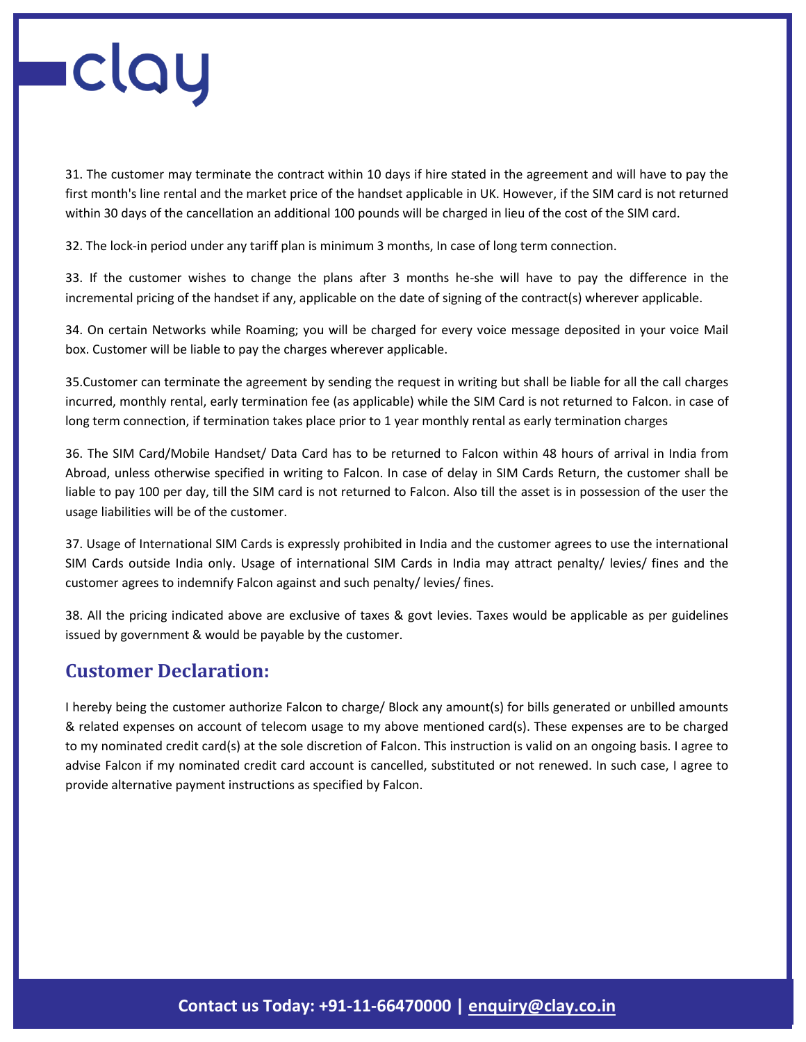31. The customer may terminate the contract within 10 days if hire stated in the agreement and will have to pay the first month's line rental and the market price of the handset applicable in UK. However, if the SIM card is not returned within 30 days of the cancellation an additional 100 pounds will be charged in lieu of the cost of the SIM card.

32. The lock-in period under any tariff plan is minimum 3 months, In case of long term connection.

33. If the customer wishes to change the plans after 3 months he-she will have to pay the difference in the incremental pricing of the handset if any, applicable on the date of signing of the contract(s) wherever applicable.

34. On certain Networks while Roaming; you will be charged for every voice message deposited in your voice Mail box. Customer will be liable to pay the charges wherever applicable.

35.Customer can terminate the agreement by sending the request in writing but shall be liable for all the call charges incurred, monthly rental, early termination fee (as applicable) while the SIM Card is not returned to Falcon. in case of long term connection, if termination takes place prior to 1 year monthly rental as early termination charges

36. The SIM Card/Mobile Handset/ Data Card has to be returned to Falcon within 48 hours of arrival in India from Abroad, unless otherwise specified in writing to Falcon. In case of delay in SIM Cards Return, the customer shall be liable to pay 100 per day, till the SIM card is not returned to Falcon. Also till the asset is in possession of the user the usage liabilities will be of the customer.

37. Usage of International SIM Cards is expressly prohibited in India and the customer agrees to use the international SIM Cards outside India only. Usage of international SIM Cards in India may attract penalty/ levies/ fines and the customer agrees to indemnify Falcon against and such penalty/ levies/ fines.

38. All the pricing indicated above are exclusive of taxes & govt levies. Taxes would be applicable as per guidelines issued by government & would be payable by the customer.

## Customer Declaration:

I hereby being the customer authorize Falcon to charge/ Block any amount(s) for bills generated or unbilled amounts & related expenses on account of telecom usage to my above mentioned card(s). These expenses are to be charged to my nominated credit card(s) at the sole discretion of Falcon. This instruction is valid on an ongoing basis. I agree to advise Falcon if my nominated credit card account is cancelled, substituted or not renewed. In such case, I agree to provide alternative payment instructions as specified by Falcon.